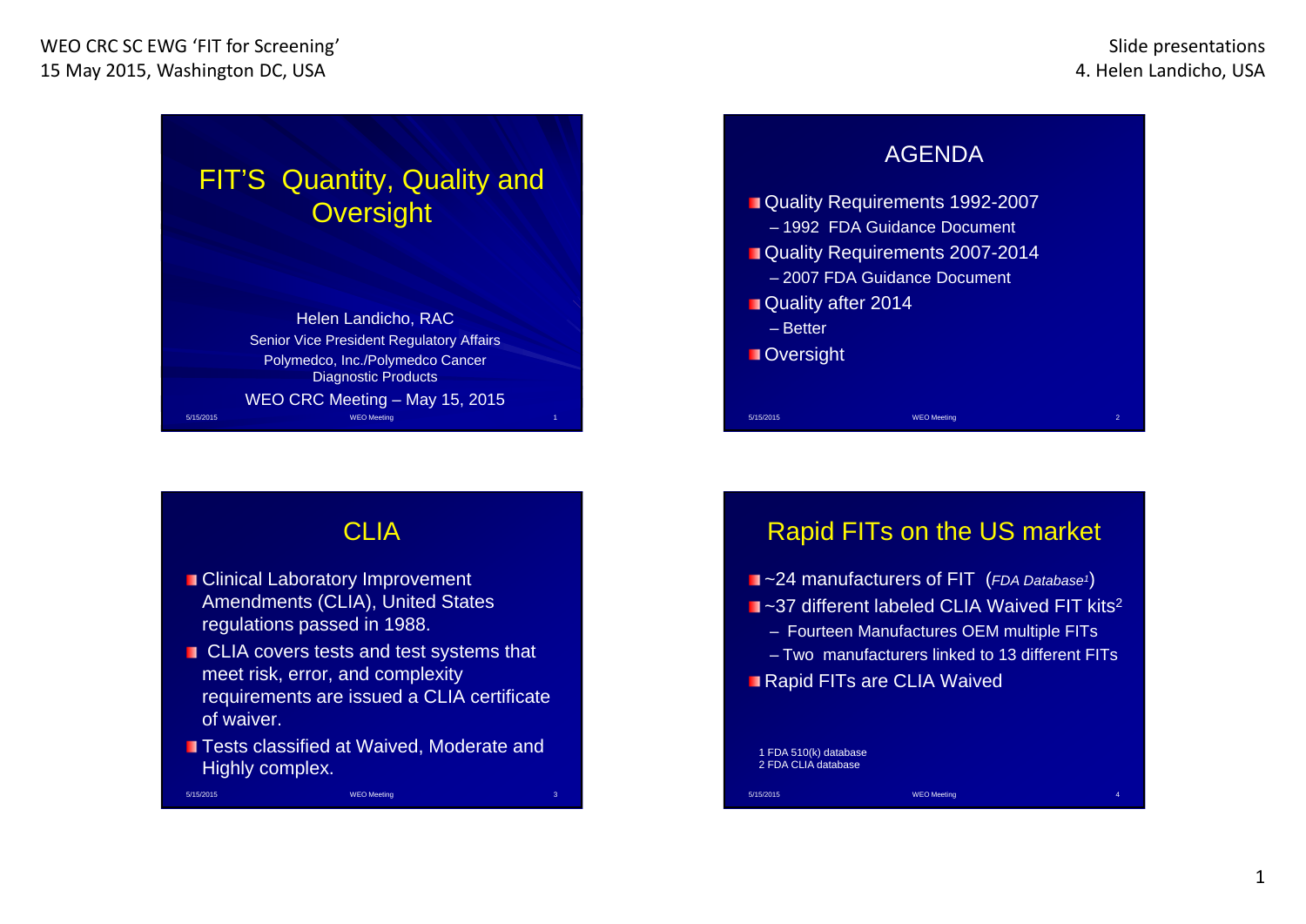# FIT'S Quantity, Quality and Oversight

Helen Landicho, RAC
Senior Vice President Regulatory Affairs
Polymedco, Inc./Polymedco Cancer Diagnostic Products

WEO CRC Meeting – May 15, 2015

## AGENDA

- Quality Requirements 1992-2007
  - 1992 FDA Guidance Document
- Quality Requirements 2007-2014
  - 2007 FDA Guidance Document
- Quality after 2014
  - Better
- Oversight

## CLIA

- Clinical Laboratory Improvement Amendments (CLIA), United States regulations passed in 1988.
- CLIA covers tests and test systems that meet risk, error, and complexity requirements are issued a CLIA certificate of waiver.
- Tests classified at Waived, Moderate and Highly complex.

## Rapid FITs on the US market

- ~24 manufacturers of FIT (*FDA Database*[1])
- ~37 different labeled CLIA Waived FIT kits[2]
  - Fourteen Manufactures OEM multiple FITs
  - Two manufacturers linked to 13 different FITs
- Rapid FITs are CLIA Waived

1 FDA 510(k) database
2 FDA CLIA database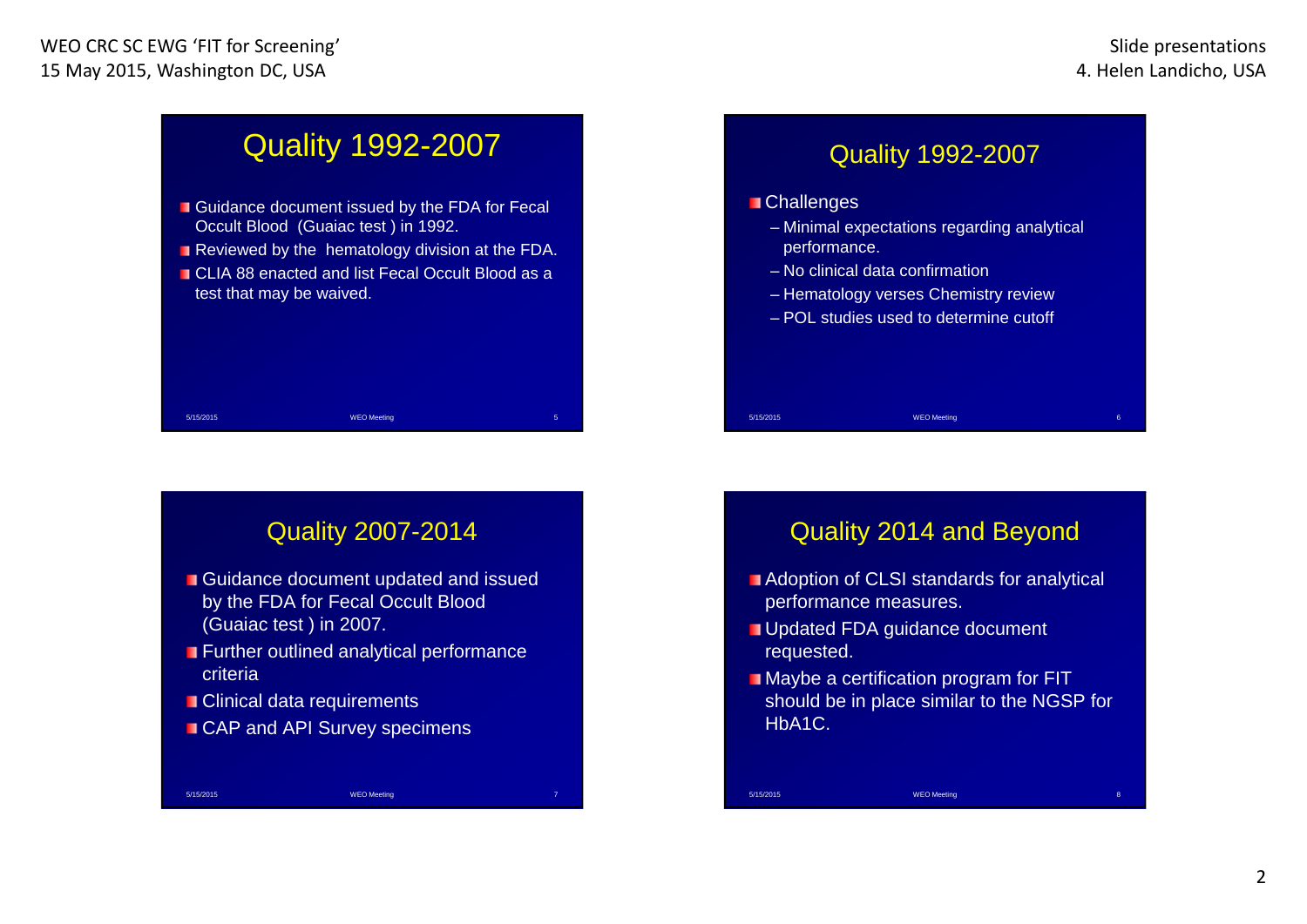## Quality 1992-2007

- Guidance document issued by the FDA for Fecal Occult Blood (Guaiac test ) in 1992.
- Reviewed by the hematology division at the FDA.
- CLIA 88 enacted and list Fecal Occult Blood as a test that may be waived.

## Quality 1992-2007

- Challenges
  - Minimal expectations regarding analytical performance.
  - No clinical data confirmation
  - Hematology verses Chemistry review
  - POL studies used to determine cutoff

## Quality 2007-2014

- Guidance document updated and issued by the FDA for Fecal Occult Blood (Guaiac test ) in 2007.
- Further outlined analytical performance criteria
- Clinical data requirements
- CAP and API Survey specimens

## Quality 2014 and Beyond

- Adoption of CLSI standards for analytical performance measures.
- Updated FDA guidance document requested.
- Maybe a certification program for FIT should be in place similar to the NGSP for HbA1C.